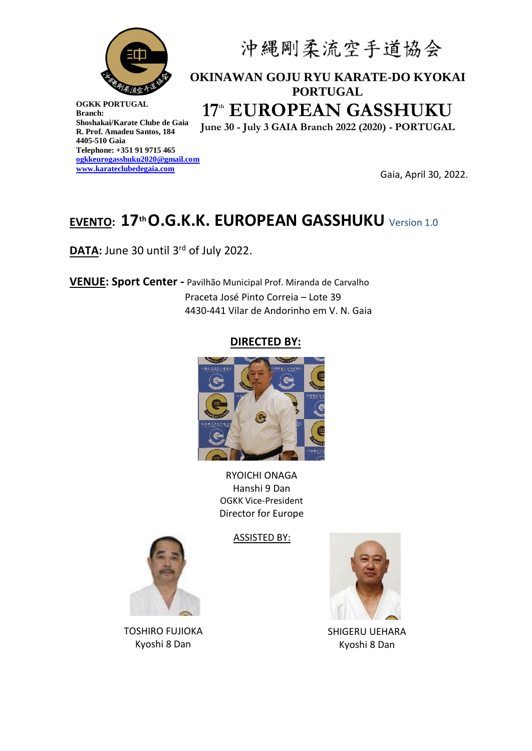沖縄剛柔流空手道協会

**OKINAWAN GOJU RYU KARATE-DO KYOKAI PORTUGAL**

# 17th EUROPEAN GASSHUKU

**June 30 - July 3 GAIA Branch 2022 (2020) - PORTUGAL**

**OGKK PORTUGAL**
**Branch:**
**Shoshakai/Karate Clube de Gaia**
**R. Prof. Amadeu Santos, 184**
**4405-510 Gaia**
**Telephone: +351 91 9715 465**
**ogkkeurogasshuku2020@gmail.com**
**www.karateclubedegaia.com**

Gaia, April 30, 2022.

## EVENTO: 17th O.G.K.K. EUROPEAN GASSHUKU Version 1.0

**DATA:** June 30 until 3rd of July 2022.

**VENUE: Sport Center -** Pavilhão Municipal Prof. Miranda de Carvalho
Praceta José Pinto Correia – Lote 39
4430-441 Vilar de Andorinho em V. N. Gaia

**DIRECTED BY:**

RYOICHI ONAGA
Hanshi 9 Dan
OGKK Vice-President
Director for Europe

ASSISTED BY:

TOSHIRO FUJIOKA
Kyoshi 8 Dan

SHIGERU UEHARA
Kyoshi 8 Dan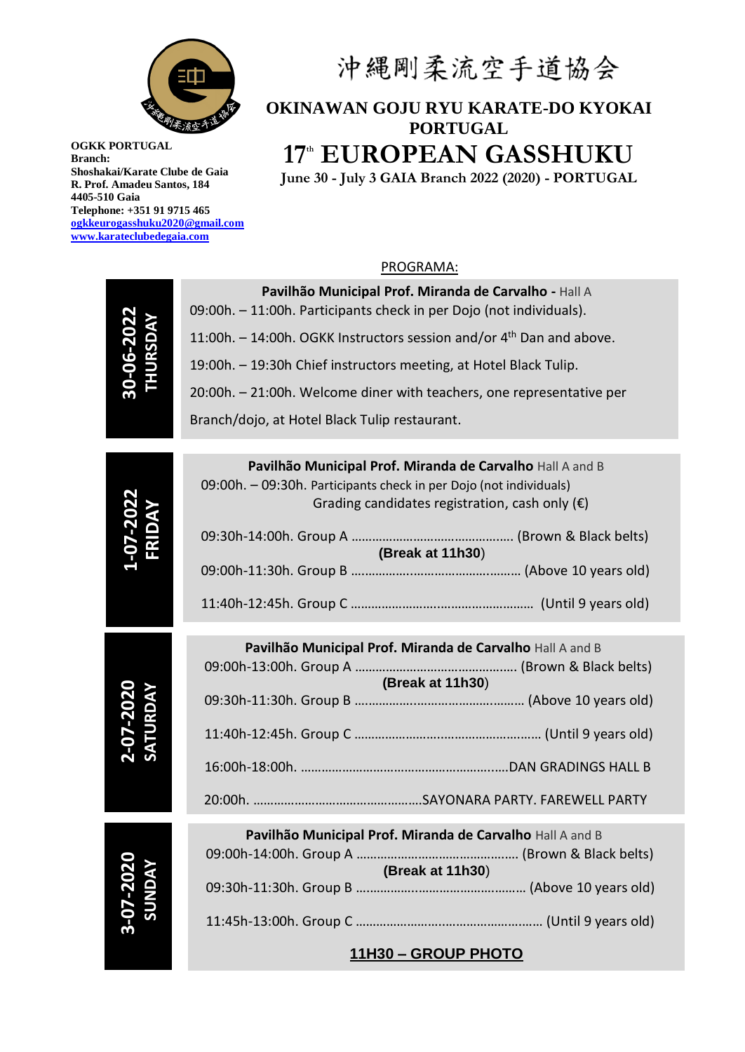沖縄剛柔流空手道協会

**OKINAWAN GOJU RYU KARATE-DO KYOKAI PORTUGAL**

# 17th EUROPEAN GASSHUKU

**June 30 - July 3 GAIA Branch 2022 (2020) - PORTUGAL**

**OGKK PORTUGAL**
**Branch:**
**Shoshakai/Karate Clube de Gaia**
**R. Prof. Amadeu Santos, 184**
**4405-510 Gaia**
**Telephone: +351 91 9715 465**
**ogkkeurogasshuku2020@gmail.com**
**www.karateclubedegaia.com**

PROGRAMA:

## 30-06-2022 THURSDAY

**Pavilhão Municipal Prof. Miranda de Carvalho -** Hall A

09:00h. – 11:00h. Participants check in per Dojo (not individuals).

11:00h. – 14:00h. OGKK Instructors session and/or 4th Dan and above.

19:00h. – 19:30h Chief instructors meeting, at Hotel Black Tulip.

20:00h. – 21:00h. Welcome diner with teachers, one representative per Branch/dojo, at Hotel Black Tulip restaurant.

## 1-07-2022 FRIDAY

**Pavilhão Municipal Prof. Miranda de Carvalho** Hall A and B

09:00h. – 09:30h. Participants check in per Dojo (not individuals)
Grading candidates registration, cash only (€)

09:30h-14:00h. Group A ………………………………………… (Brown & Black belts)
**(Break at 11h30)**

09:00h-11:30h. Group B …………………………………………… (Above 10 years old)

11:40h-12:45h. Group C ……………………………………………… (Until 9 years old)

## 2-07-2020 SATURDAY

**Pavilhão Municipal Prof. Miranda de Carvalho** Hall A and B

09:00h-13:00h. Group A ………………………………………… (Brown & Black belts)
**(Break at 11h30)**

09:30h-11:30h. Group B …………………………………………… (Above 10 years old)

11:40h-12:45h. Group C ……………………………………………… (Until 9 years old)

16:00h-18:00h. ……………………………………………………DAN GRADINGS HALL B

20:00h. …………………………………………SAYONARA PARTY. FAREWELL PARTY

## 3-07-2020 SUNDAY

**Pavilhão Municipal Prof. Miranda de Carvalho** Hall A and B

09:00h-14:00h. Group A ………………………………………… (Brown & Black belts)
**(Break at 11h30)**

09:30h-11:30h. Group B …………………………………………… (Above 10 years old)

11:45h-13:00h. Group C ……………………………………………… (Until 9 years old)

**11H30 – GROUP PHOTO**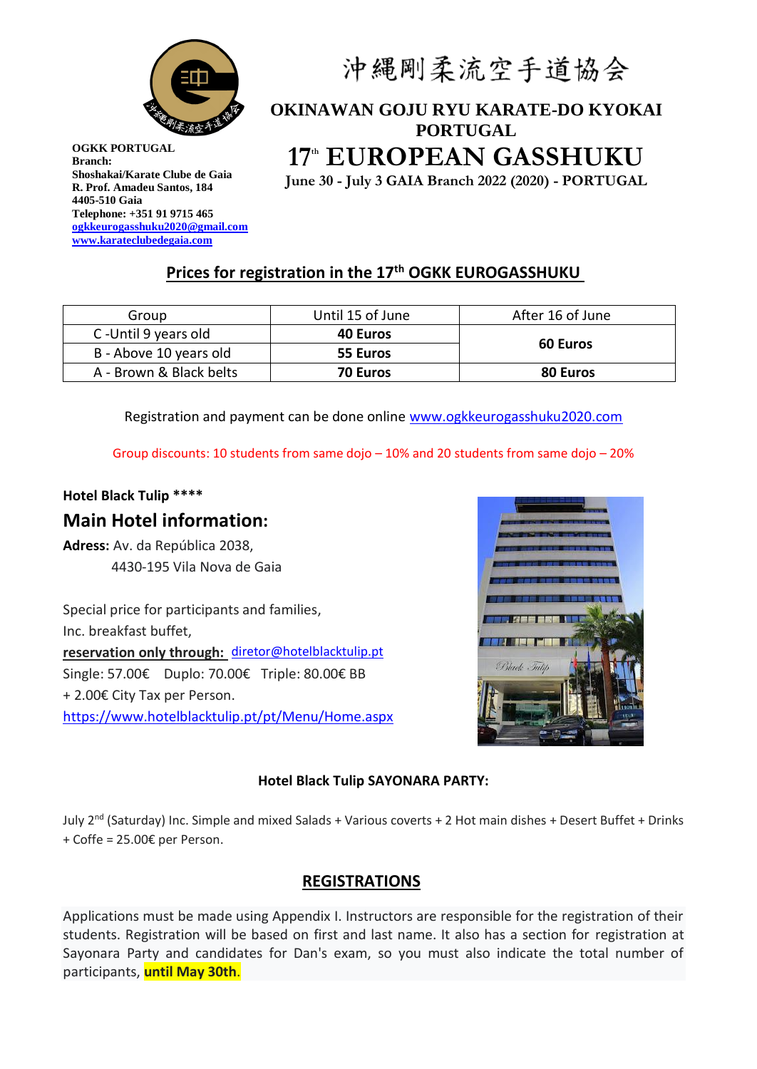OGKK PORTUGAL
Branch:
Shoshakai/Karate Clube de Gaia
R. Prof. Amadeu Santos, 184
4405-510 Gaia
Telephone: +351 91 9715 465
ogkkeurogasshuku2020@gmail.com
www.karateclubedegaia.com

沖縄剛柔流空手道協会

# OKINAWAN GOJU RYU KARATE-DO KYOKAI PORTUGAL

# 17th EUROPEAN GASSHUKU

**June 30 - July 3 GAIA Branch 2022 (2020) - PORTUGAL**

## Prices for registration in the 17th OGKK EUROGASSHUKU

| Group | Until 15 of June | After 16 of June |
|---|---|---|
| C -Until 9 years old | **40 Euros** | **60 Euros** |
| B - Above 10 years old | **55 Euros** | |
| A - Brown & Black belts | **70 Euros** | **80 Euros** |

Registration and payment can be done online www.ogkkeurogasshuku2020.com

Group discounts: 10 students from same dojo – 10% and 20 students from same dojo – 20%

**Hotel Black Tulip \*\*\*\***

## Main Hotel information:

**Adress:** Av. da República 2038,
4430-195 Vila Nova de Gaia

Special price for participants and families,
Inc. breakfast buffet,
**reservation only through:** diretor@hotelblacktulip.pt
Single: 57.00€ Duplo: 70.00€ Triple: 80.00€ BB
+ 2.00€ City Tax per Person.
https://www.hotelblacktulip.pt/pt/Menu/Home.aspx

**Hotel Black Tulip SAYONARA PARTY:**

July 2nd (Saturday) Inc. Simple and mixed Salads + Various coverts + 2 Hot main dishes + Desert Buffet + Drinks + Coffe = 25.00€ per Person.

## REGISTRATIONS

Applications must be made using Appendix I. Instructors are responsible for the registration of their students. Registration will be based on first and last name. It also has a section for registration at Sayonara Party and candidates for Dan's exam, so you must also indicate the total number of participants, **until May 30th**.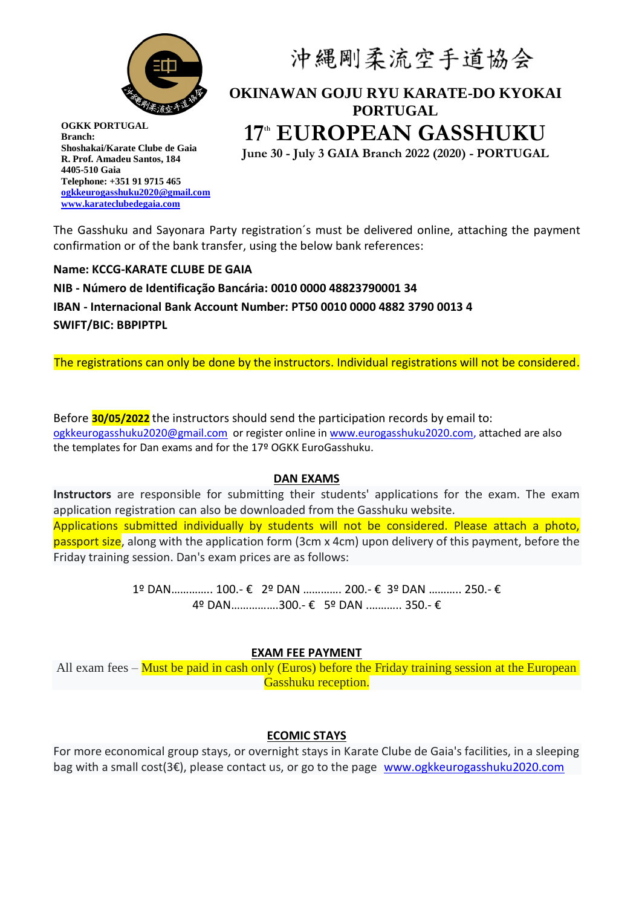沖縄剛柔流空手道協会

# OKINAWAN GOJU RYU KARATE-DO KYOKAI PORTUGAL

# 17th EUROPEAN GASSHUKU

**June 30 - July 3 GAIA Branch 2022 (2020) - PORTUGAL**

**OGKK PORTUGAL**
**Branch:**
**Shoshakai/Karate Clube de Gaia**
**R. Prof. Amadeu Santos, 184**
**4405-510 Gaia**
**Telephone: +351 91 9715 465**
**ogkkeurogasshuku2020@gmail.com**
**www.karateclubedegaia.com**

The Gasshuku and Sayonara Party registration´s must be delivered online, attaching the payment confirmation or of the bank transfer, using the below bank references:

**Name: KCCG-KARATE CLUBE DE GAIA**
**NIB - Número de Identificação Bancária: 0010 0000 48823790001 34**
**IBAN - Internacional Bank Account Number: PT50 0010 0000 4882 3790 0013 4**
**SWIFT/BIC: BBPIPTPL**

The registrations can only be done by the instructors. Individual registrations will not be considered.

Before **30/05/2022** the instructors should send the participation records by email to: ogkkeurogasshuku2020@gmail.com or register online in www.eurogasshuku2020.com, attached are also the templates for Dan exams and for the 17º OGKK EuroGasshuku.

## DAN EXAMS

**Instructors** are responsible for submitting their students' applications for the exam. The exam application registration can also be downloaded from the Gasshuku website.
Applications submitted individually by students will not be considered. Please attach a photo, passport size, along with the application form (3cm x 4cm) upon delivery of this payment, before the Friday training session. Dan's exam prices are as follows:

1º DAN………….. 100.- € 2º DAN …………. 200.- € 3º DAN ……….. 250.- €
4º DAN…………….300.- € 5º DAN ………… 350.- €

## EXAM FEE PAYMENT

All exam fees – Must be paid in cash only (Euros) before the Friday training session at the European Gasshuku reception.

## ECOMIC STAYS

For more economical group stays, or overnight stays in Karate Clube de Gaia's facilities, in a sleeping bag with a small cost(3€), please contact us, or go to the page www.ogkkeurogasshuku2020.com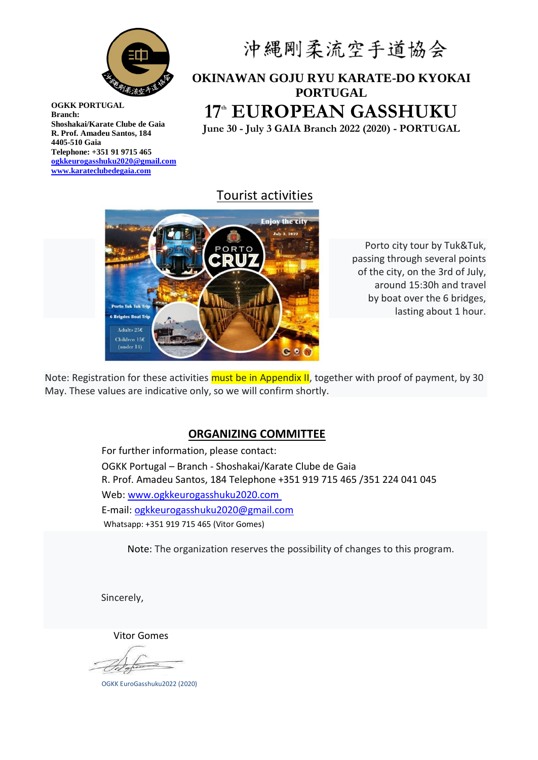OGKK PORTUGAL
**Branch:**
**Shoshakai/Karate Clube de Gaia**
**R. Prof. Amadeu Santos, 184**
**4405-510 Gaia**
**Telephone: +351 91 9715 465**
**ogkkeurogasshuku2020@gmail.com**
**www.karateclubedegaia.com**

沖縄剛柔流空手道協会

**OKINAWAN GOJU RYU KARATE-DO KYOKAI PORTUGAL**

# 17th EUROPEAN GASSHUKU

**June 30 - July 3 GAIA Branch 2022 (2020) - PORTUGAL**

## Tourist activities

Porto city tour by Tuk&Tuk, passing through several points of the city, on the 3rd of July, around 15:30h and travel by boat over the 6 bridges, lasting about 1 hour.

Note: Registration for these activities must be in Appendix II, together with proof of payment, by 30 May. These values are indicative only, so we will confirm shortly.

## ORGANIZING COMMITTEE

For further information, please contact:

OGKK Portugal – Branch - Shoshakai/Karate Clube de Gaia

R. Prof. Amadeu Santos, 184 Telephone +351 919 715 465 /351 224 041 045

Web: www.ogkkeurogasshuku2020.com

E-mail: ogkkeurogasshuku2020@gmail.com

Whatsapp: +351 919 715 465 (Vitor Gomes)

Note: The organization reserves the possibility of changes to this program.

Sincerely,

Vitor Gomes

OGKK EuroGasshuku2022 (2020)